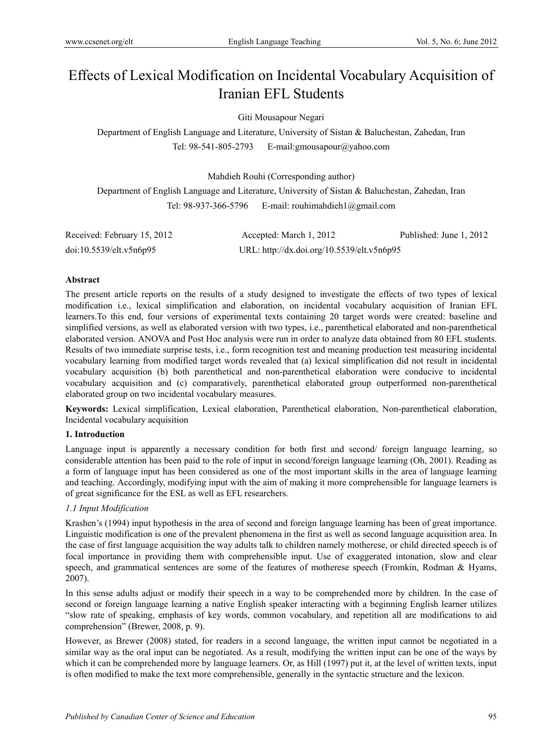# Effects of Lexical Modification on Incidental Vocabulary Acquisition of Iranian EFL Students

Giti Mousapour Negari

Department of English Language and Literature, University of Sistan & Baluchestan, Zahedan, Iran

Tel: 98-541-805-2793 E-mail:gmousapour@yahoo.com

Mahdieh Rouhi (Corresponding author)

Department of English Language and Literature, University of Sistan & Baluchestan, Zahedan, Iran

Tel: 98-937-366-5796 E-mail: rouhimahdieh1@gmail.com

Received: February 15, 2012 Accepted: March 1, 2012 Published: June 1, 2012

doi:10.5539/elt.v5n6p95 URL: http://dx.doi.org/10.5539/elt.v5n6p95

**Abstract**

The present article reports on the results of a study designed to investigate the effects of two types of lexical modification i.e., lexical simplification and elaboration, on incidental vocabulary acquisition of Iranian EFL learners.To this end, four versions of experimental texts containing 20 target words were created: baseline and simplified versions, as well as elaborated version with two types, i.e., parenthetical elaborated and non-parenthetical elaborated version. ANOVA and Post Hoc analysis were run in order to analyze data obtained from 80 EFL students. Results of two immediate surprise tests, i.e., form recognition test and meaning production test measuring incidental vocabulary learning from modified target words revealed that (a) lexical simplification did not result in incidental vocabulary acquisition (b) both parenthetical and non-parenthetical elaboration were conducive to incidental vocabulary acquisition and (c) comparatively, parenthetical elaborated group outperformed non-parenthetical elaborated group on two incidental vocabulary measures.

**Keywords:** Lexical simplification, Lexical elaboration, Parenthetical elaboration, Non-parenthetical elaboration, Incidental vocabulary acquisition

## 1. Introduction

Language input is apparently a necessary condition for both first and second/ foreign language learning, so considerable attention has been paid to the role of input in second/foreign language learning (Oh, 2001). Reading as a form of language input has been considered as one of the most important skills in the area of language learning and teaching. Accordingly, modifying input with the aim of making it more comprehensible for language learners is of great significance for the ESL as well as EFL researchers.

### *1.1 Input Modification*

Krashen's (1994) input hypothesis in the area of second and foreign language learning has been of great importance. Linguistic modification is one of the prevalent phenomena in the first as well as second language acquisition area. In the case of first language acquisition the way adults talk to children namely motherese, or child directed speech is of focal importance in providing them with comprehensible input. Use of exaggerated intonation, slow and clear speech, and grammatical sentences are some of the features of motherese speech (Fromkin, Rodman & Hyams, 2007).

In this sense adults adjust or modify their speech in a way to be comprehended more by children. In the case of second or foreign language learning a native English speaker interacting with a beginning English learner utilizes "slow rate of speaking, emphasis of key words, common vocabulary, and repetition all are modifications to aid comprehension" (Brewer, 2008, p. 9).

However, as Brewer (2008) stated, for readers in a second language, the written input cannot be negotiated in a similar way as the oral input can be negotiated. As a result, modifying the written input can be one of the ways by which it can be comprehended more by language learners. Or, as Hill (1997) put it, at the level of written texts, input is often modified to make the text more comprehensible, generally in the syntactic structure and the lexicon.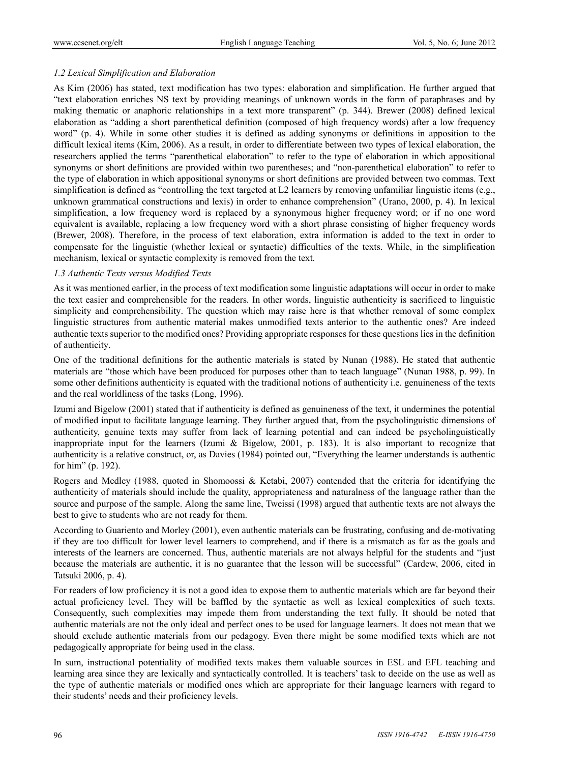### *1.2 Lexical Simplification and Elaboration*

As Kim (2006) has stated, text modification has two types: elaboration and simplification. He further argued that "text elaboration enriches NS text by providing meanings of unknown words in the form of paraphrases and by making thematic or anaphoric relationships in a text more transparent" (p. 344). Brewer (2008) defined lexical elaboration as "adding a short parenthetical definition (composed of high frequency words) after a low frequency word" (p. 4). While in some other studies it is defined as adding synonyms or definitions in apposition to the difficult lexical items (Kim, 2006). As a result, in order to differentiate between two types of lexical elaboration, the researchers applied the terms "parenthetical elaboration" to refer to the type of elaboration in which appositional synonyms or short definitions are provided within two parentheses; and "non-parenthetical elaboration" to refer to the type of elaboration in which appositional synonyms or short definitions are provided between two commas. Text simplification is defined as "controlling the text targeted at L2 learners by removing unfamiliar linguistic items (e.g., unknown grammatical constructions and lexis) in order to enhance comprehension" (Urano, 2000, p. 4). In lexical simplification, a low frequency word is replaced by a synonymous higher frequency word; or if no one word equivalent is available, replacing a low frequency word with a short phrase consisting of higher frequency words (Brewer, 2008). Therefore, in the process of text elaboration, extra information is added to the text in order to compensate for the linguistic (whether lexical or syntactic) difficulties of the texts. While, in the simplification mechanism, lexical or syntactic complexity is removed from the text.

### *1.3 Authentic Texts versus Modified Texts*

As it was mentioned earlier, in the process of text modification some linguistic adaptations will occur in order to make the text easier and comprehensible for the readers. In other words, linguistic authenticity is sacrificed to linguistic simplicity and comprehensibility. The question which may raise here is that whether removal of some complex linguistic structures from authentic material makes unmodified texts anterior to the authentic ones? Are indeed authentic texts superior to the modified ones? Providing appropriate responses for these questions lies in the definition of authenticity.

One of the traditional definitions for the authentic materials is stated by Nunan (1988). He stated that authentic materials are "those which have been produced for purposes other than to teach language" (Nunan 1988, p. 99). In some other definitions authenticity is equated with the traditional notions of authenticity i.e. genuineness of the texts and the real worldliness of the tasks (Long, 1996).

Izumi and Bigelow (2001) stated that if authenticity is defined as genuineness of the text, it undermines the potential of modified input to facilitate language learning. They further argued that, from the psycholinguistic dimensions of authenticity, genuine texts may suffer from lack of learning potential and can indeed be psycholinguistically inappropriate input for the learners (Izumi & Bigelow, 2001, p. 183). It is also important to recognize that authenticity is a relative construct, or, as Davies (1984) pointed out, "Everything the learner understands is authentic for him" (p. 192).

Rogers and Medley (1988, quoted in Shomoossi & Ketabi, 2007) contended that the criteria for identifying the authenticity of materials should include the quality, appropriateness and naturalness of the language rather than the source and purpose of the sample. Along the same line, Tweissi (1998) argued that authentic texts are not always the best to give to students who are not ready for them.

According to Guariento and Morley (2001), even authentic materials can be frustrating, confusing and de-motivating if they are too difficult for lower level learners to comprehend, and if there is a mismatch as far as the goals and interests of the learners are concerned. Thus, authentic materials are not always helpful for the students and "just because the materials are authentic, it is no guarantee that the lesson will be successful" (Cardew, 2006, cited in Tatsuki 2006, p. 4).

For readers of low proficiency it is not a good idea to expose them to authentic materials which are far beyond their actual proficiency level. They will be baffled by the syntactic as well as lexical complexities of such texts. Consequently, such complexities may impede them from understanding the text fully. It should be noted that authentic materials are not the only ideal and perfect ones to be used for language learners. It does not mean that we should exclude authentic materials from our pedagogy. Even there might be some modified texts which are not pedagogically appropriate for being used in the class.

In sum, instructional potentiality of modified texts makes them valuable sources in ESL and EFL teaching and learning area since they are lexically and syntactically controlled. It is teachers' task to decide on the use as well as the type of authentic materials or modified ones which are appropriate for their language learners with regard to their students' needs and their proficiency levels.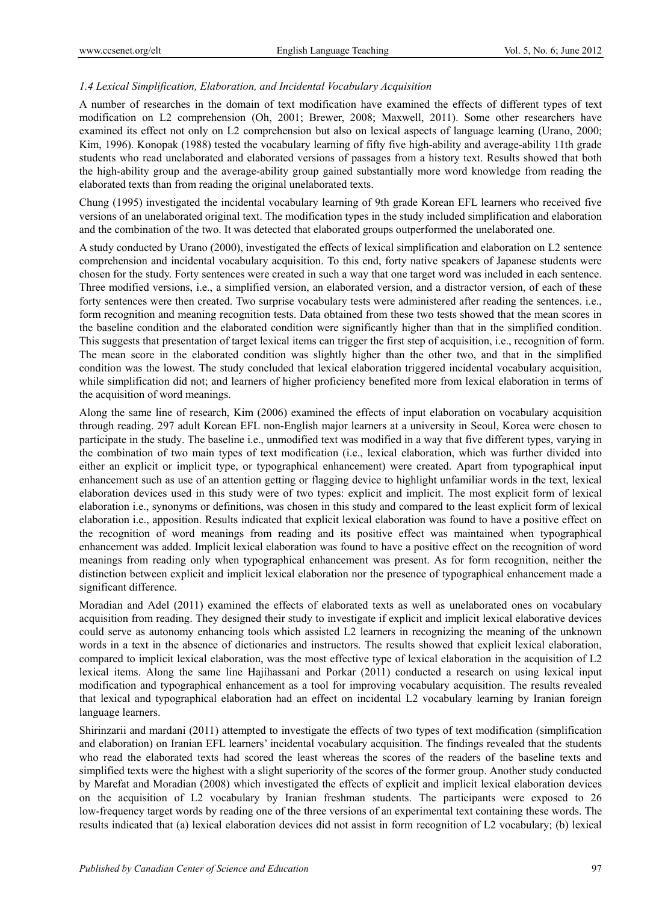### *1.4 Lexical Simplification, Elaboration, and Incidental Vocabulary Acquisition*

A number of researches in the domain of text modification have examined the effects of different types of text modification on L2 comprehension (Oh, 2001; Brewer, 2008; Maxwell, 2011). Some other researchers have examined its effect not only on L2 comprehension but also on lexical aspects of language learning (Urano, 2000; Kim, 1996). Konopak (1988) tested the vocabulary learning of fifty five high-ability and average-ability 11th grade students who read unelaborated and elaborated versions of passages from a history text. Results showed that both the high-ability group and the average-ability group gained substantially more word knowledge from reading the elaborated texts than from reading the original unelaborated texts.

Chung (1995) investigated the incidental vocabulary learning of 9th grade Korean EFL learners who received five versions of an unelaborated original text. The modification types in the study included simplification and elaboration and the combination of the two. It was detected that elaborated groups outperformed the unelaborated one.

A study conducted by Urano (2000), investigated the effects of lexical simplification and elaboration on L2 sentence comprehension and incidental vocabulary acquisition. To this end, forty native speakers of Japanese students were chosen for the study. Forty sentences were created in such a way that one target word was included in each sentence. Three modified versions, i.e., a simplified version, an elaborated version, and a distractor version, of each of these forty sentences were then created. Two surprise vocabulary tests were administered after reading the sentences. i.e., form recognition and meaning recognition tests. Data obtained from these two tests showed that the mean scores in the baseline condition and the elaborated condition were significantly higher than that in the simplified condition. This suggests that presentation of target lexical items can trigger the first step of acquisition, i.e., recognition of form. The mean score in the elaborated condition was slightly higher than the other two, and that in the simplified condition was the lowest. The study concluded that lexical elaboration triggered incidental vocabulary acquisition, while simplification did not; and learners of higher proficiency benefited more from lexical elaboration in terms of the acquisition of word meanings.

Along the same line of research, Kim (2006) examined the effects of input elaboration on vocabulary acquisition through reading. 297 adult Korean EFL non-English major learners at a university in Seoul, Korea were chosen to participate in the study. The baseline i.e., unmodified text was modified in a way that five different types, varying in the combination of two main types of text modification (i.e., lexical elaboration, which was further divided into either an explicit or implicit type, or typographical enhancement) were created. Apart from typographical input enhancement such as use of an attention getting or flagging device to highlight unfamiliar words in the text, lexical elaboration devices used in this study were of two types: explicit and implicit. The most explicit form of lexical elaboration i.e., synonyms or definitions, was chosen in this study and compared to the least explicit form of lexical elaboration i.e., apposition. Results indicated that explicit lexical elaboration was found to have a positive effect on the recognition of word meanings from reading and its positive effect was maintained when typographical enhancement was added. Implicit lexical elaboration was found to have a positive effect on the recognition of word meanings from reading only when typographical enhancement was present. As for form recognition, neither the distinction between explicit and implicit lexical elaboration nor the presence of typographical enhancement made a significant difference.

Moradian and Adel (2011) examined the effects of elaborated texts as well as unelaborated ones on vocabulary acquisition from reading. They designed their study to investigate if explicit and implicit lexical elaborative devices could serve as autonomy enhancing tools which assisted L2 learners in recognizing the meaning of the unknown words in a text in the absence of dictionaries and instructors. The results showed that explicit lexical elaboration, compared to implicit lexical elaboration, was the most effective type of lexical elaboration in the acquisition of L2 lexical items. Along the same line Hajihassani and Porkar (2011) conducted a research on using lexical input modification and typographical enhancement as a tool for improving vocabulary acquisition. The results revealed that lexical and typographical elaboration had an effect on incidental L2 vocabulary learning by Iranian foreign language learners.

Shirinzarii and mardani (2011) attempted to investigate the effects of two types of text modification (simplification and elaboration) on Iranian EFL learners' incidental vocabulary acquisition. The findings revealed that the students who read the elaborated texts had scored the least whereas the scores of the readers of the baseline texts and simplified texts were the highest with a slight superiority of the scores of the former group. Another study conducted by Marefat and Moradian (2008) which investigated the effects of explicit and implicit lexical elaboration devices on the acquisition of L2 vocabulary by Iranian freshman students. The participants were exposed to 26 low-frequency target words by reading one of the three versions of an experimental text containing these words. The results indicated that (a) lexical elaboration devices did not assist in form recognition of L2 vocabulary; (b) lexical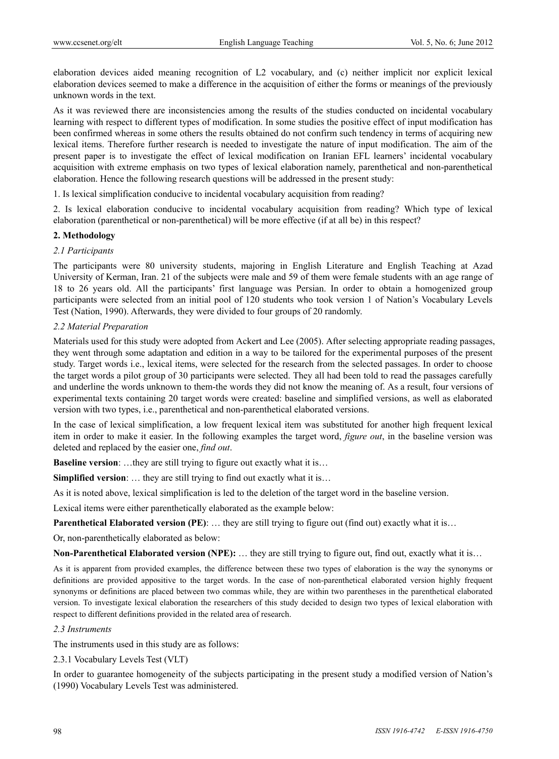elaboration devices aided meaning recognition of L2 vocabulary, and (c) neither implicit nor explicit lexical elaboration devices seemed to make a difference in the acquisition of either the forms or meanings of the previously unknown words in the text.

As it was reviewed there are inconsistencies among the results of the studies conducted on incidental vocabulary learning with respect to different types of modification. In some studies the positive effect of input modification has been confirmed whereas in some others the results obtained do not confirm such tendency in terms of acquiring new lexical items. Therefore further research is needed to investigate the nature of input modification. The aim of the present paper is to investigate the effect of lexical modification on Iranian EFL learners' incidental vocabulary acquisition with extreme emphasis on two types of lexical elaboration namely, parenthetical and non-parenthetical elaboration. Hence the following research questions will be addressed in the present study:

1. Is lexical simplification conducive to incidental vocabulary acquisition from reading?

2. Is lexical elaboration conducive to incidental vocabulary acquisition from reading? Which type of lexical elaboration (parenthetical or non-parenthetical) will be more effective (if at all be) in this respect?

## 2. Methodology

### *2.1 Participants*

The participants were 80 university students, majoring in English Literature and English Teaching at Azad University of Kerman, Iran. 21 of the subjects were male and 59 of them were female students with an age range of 18 to 26 years old. All the participants' first language was Persian. In order to obtain a homogenized group participants were selected from an initial pool of 120 students who took version 1 of Nation's Vocabulary Levels Test (Nation, 1990). Afterwards, they were divided to four groups of 20 randomly.

### *2.2 Material Preparation*

Materials used for this study were adopted from Ackert and Lee (2005). After selecting appropriate reading passages, they went through some adaptation and edition in a way to be tailored for the experimental purposes of the present study. Target words i.e., lexical items, were selected for the research from the selected passages. In order to choose the target words a pilot group of 30 participants were selected. They all had been told to read the passages carefully and underline the words unknown to them-the words they did not know the meaning of. As a result, four versions of experimental texts containing 20 target words were created: baseline and simplified versions, as well as elaborated version with two types, i.e., parenthetical and non-parenthetical elaborated versions.

In the case of lexical simplification, a low frequent lexical item was substituted for another high frequent lexical item in order to make it easier. In the following examples the target word, *figure out*, in the baseline version was deleted and replaced by the easier one, *find out*.

**Baseline version**: …they are still trying to figure out exactly what it is…

**Simplified version**: … they are still trying to find out exactly what it is…

As it is noted above, lexical simplification is led to the deletion of the target word in the baseline version.

Lexical items were either parenthetically elaborated as the example below:

**Parenthetical Elaborated version (PE)**: … they are still trying to figure out (find out) exactly what it is…

Or, non-parenthetically elaborated as below:

**Non-Parenthetical Elaborated version (NPE):** … they are still trying to figure out, find out, exactly what it is…

As it is apparent from provided examples, the difference between these two types of elaboration is the way the synonyms or definitions are provided appositive to the target words. In the case of non-parenthetical elaborated version highly frequent synonyms or definitions are placed between two commas while, they are within two parentheses in the parenthetical elaborated version. To investigate lexical elaboration the researchers of this study decided to design two types of lexical elaboration with respect to different definitions provided in the related area of research.

### *2.3 Instruments*

The instruments used in this study are as follows:

#### 2.3.1 Vocabulary Levels Test (VLT)

In order to guarantee homogeneity of the subjects participating in the present study a modified version of Nation's (1990) Vocabulary Levels Test was administered.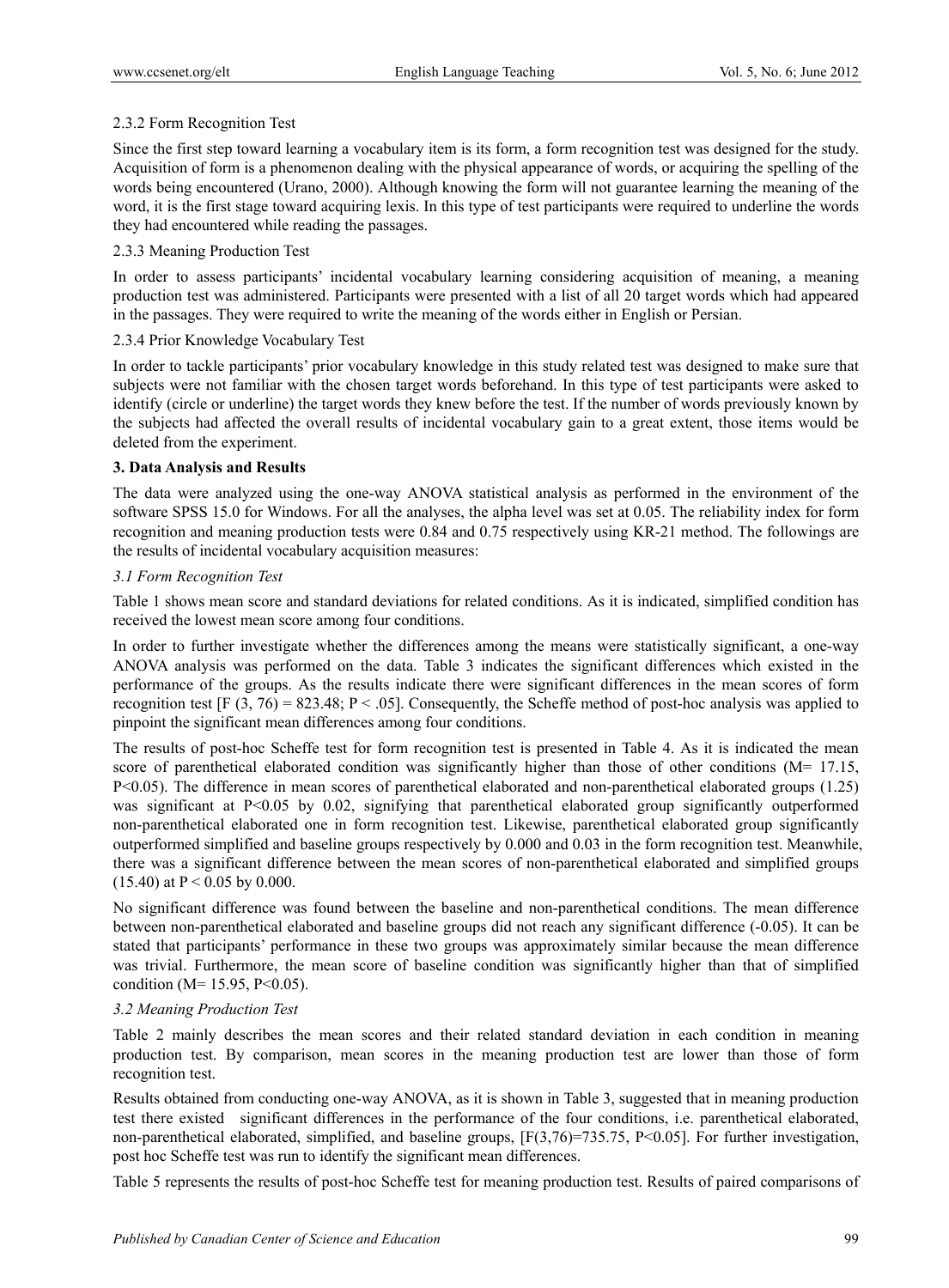#### 2.3.2 Form Recognition Test

Since the first step toward learning a vocabulary item is its form, a form recognition test was designed for the study. Acquisition of form is a phenomenon dealing with the physical appearance of words, or acquiring the spelling of the words being encountered (Urano, 2000). Although knowing the form will not guarantee learning the meaning of the word, it is the first stage toward acquiring lexis. In this type of test participants were required to underline the words they had encountered while reading the passages.

#### 2.3.3 Meaning Production Test

In order to assess participants' incidental vocabulary learning considering acquisition of meaning, a meaning production test was administered. Participants were presented with a list of all 20 target words which had appeared in the passages. They were required to write the meaning of the words either in English or Persian.

#### 2.3.4 Prior Knowledge Vocabulary Test

In order to tackle participants' prior vocabulary knowledge in this study related test was designed to make sure that subjects were not familiar with the chosen target words beforehand. In this type of test participants were asked to identify (circle or underline) the target words they knew before the test. If the number of words previously known by the subjects had affected the overall results of incidental vocabulary gain to a great extent, those items would be deleted from the experiment.

## 3. Data Analysis and Results

The data were analyzed using the one-way ANOVA statistical analysis as performed in the environment of the software SPSS 15.0 for Windows. For all the analyses, the alpha level was set at 0.05. The reliability index for form recognition and meaning production tests were 0.84 and 0.75 respectively using KR-21 method. The followings are the results of incidental vocabulary acquisition measures:

### *3.1 Form Recognition Test*

Table 1 shows mean score and standard deviations for related conditions. As it is indicated, simplified condition has received the lowest mean score among four conditions.

In order to further investigate whether the differences among the means were statistically significant, a one-way ANOVA analysis was performed on the data. Table 3 indicates the significant differences which existed in the performance of the groups. As the results indicate there were significant differences in the mean scores of form recognition test [$F(3, 76) = 823.48$; $P < .05$]. Consequently, the Scheffe method of post-hoc analysis was applied to pinpoint the significant mean differences among four conditions.

The results of post-hoc Scheffe test for form recognition test is presented in Table 4. As it is indicated the mean score of parenthetical elaborated condition was significantly higher than those of other conditions ($M= 17.15$, $P<0.05$). The difference in mean scores of parenthetical elaborated and non-parenthetical elaborated groups (1.25) was significant at $P<0.05$ by 0.02, signifying that parenthetical elaborated group significantly outperformed non-parenthetical elaborated one in form recognition test. Likewise, parenthetical elaborated group significantly outperformed simplified and baseline groups respectively by 0.000 and 0.03 in the form recognition test. Meanwhile, there was a significant difference between the mean scores of non-parenthetical elaborated and simplified groups (15.40) at $P < 0.05$ by 0.000.

No significant difference was found between the baseline and non-parenthetical conditions. The mean difference between non-parenthetical elaborated and baseline groups did not reach any significant difference (-0.05). It can be stated that participants' performance in these two groups was approximately similar because the mean difference was trivial. Furthermore, the mean score of baseline condition was significantly higher than that of simplified condition ($M= 15.95$, $P<0.05$).

### *3.2 Meaning Production Test*

Table 2 mainly describes the mean scores and their related standard deviation in each condition in meaning production test. By comparison, mean scores in the meaning production test are lower than those of form recognition test.

Results obtained from conducting one-way ANOVA, as it is shown in Table 3, suggested that in meaning production test there existed significant differences in the performance of the four conditions, i.e. parenthetical elaborated, non-parenthetical elaborated, simplified, and baseline groups, [$F(3,76)=735.75$, $P<0.05$]. For further investigation, post hoc Scheffe test was run to identify the significant mean differences.

Table 5 represents the results of post-hoc Scheffe test for meaning production test. Results of paired comparisons of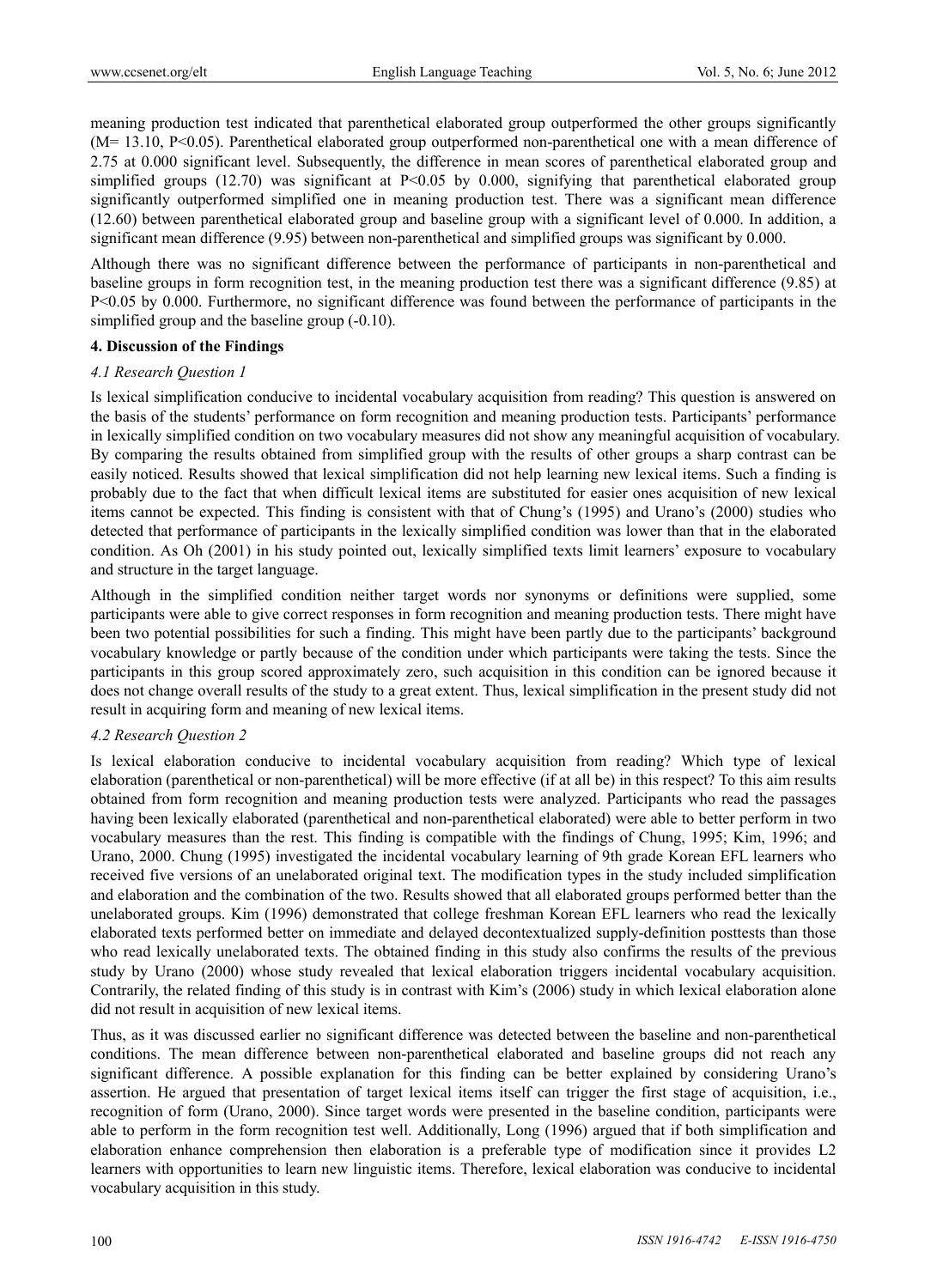meaning production test indicated that parenthetical elaborated group outperformed the other groups significantly ($M= 13.10$, $P<0.05$). Parenthetical elaborated group outperformed non-parenthetical one with a mean difference of 2.75 at 0.000 significant level. Subsequently, the difference in mean scores of parenthetical elaborated group and simplified groups (12.70) was significant at $P<0.05$ by 0.000, signifying that parenthetical elaborated group significantly outperformed simplified one in meaning production test. There was a significant mean difference (12.60) between parenthetical elaborated group and baseline group with a significant level of 0.000. In addition, a significant mean difference (9.95) between non-parenthetical and simplified groups was significant by 0.000.

Although there was no significant difference between the performance of participants in non-parenthetical and baseline groups in form recognition test, in the meaning production test there was a significant difference (9.85) at $P<0.05$ by 0.000. Furthermore, no significant difference was found between the performance of participants in the simplified group and the baseline group (-0.10).

## 4. Discussion of the Findings

### *4.1 Research Question 1*

Is lexical simplification conducive to incidental vocabulary acquisition from reading? This question is answered on the basis of the students' performance on form recognition and meaning production tests. Participants' performance in lexically simplified condition on two vocabulary measures did not show any meaningful acquisition of vocabulary. By comparing the results obtained from simplified group with the results of other groups a sharp contrast can be easily noticed. Results showed that lexical simplification did not help learning new lexical items. Such a finding is probably due to the fact that when difficult lexical items are substituted for easier ones acquisition of new lexical items cannot be expected. This finding is consistent with that of Chung's (1995) and Urano's (2000) studies who detected that performance of participants in the lexically simplified condition was lower than that in the elaborated condition. As Oh (2001) in his study pointed out, lexically simplified texts limit learners' exposure to vocabulary and structure in the target language.

Although in the simplified condition neither target words nor synonyms or definitions were supplied, some participants were able to give correct responses in form recognition and meaning production tests. There might have been two potential possibilities for such a finding. This might have been partly due to the participants' background vocabulary knowledge or partly because of the condition under which participants were taking the tests. Since the participants in this group scored approximately zero, such acquisition in this condition can be ignored because it does not change overall results of the study to a great extent. Thus, lexical simplification in the present study did not result in acquiring form and meaning of new lexical items.

### *4.2 Research Question 2*

Is lexical elaboration conducive to incidental vocabulary acquisition from reading? Which type of lexical elaboration (parenthetical or non-parenthetical) will be more effective (if at all be) in this respect? To this aim results obtained from form recognition and meaning production tests were analyzed. Participants who read the passages having been lexically elaborated (parenthetical and non-parenthetical elaborated) were able to better perform in two vocabulary measures than the rest. This finding is compatible with the findings of Chung, 1995; Kim, 1996; and Urano, 2000. Chung (1995) investigated the incidental vocabulary learning of 9th grade Korean EFL learners who received five versions of an unelaborated original text. The modification types in the study included simplification and elaboration and the combination of the two. Results showed that all elaborated groups performed better than the unelaborated groups. Kim (1996) demonstrated that college freshman Korean EFL learners who read the lexically elaborated texts performed better on immediate and delayed decontextualized supply-definition posttests than those who read lexically unelaborated texts. The obtained finding in this study also confirms the results of the previous study by Urano (2000) whose study revealed that lexical elaboration triggers incidental vocabulary acquisition. Contrarily, the related finding of this study is in contrast with Kim's (2006) study in which lexical elaboration alone did not result in acquisition of new lexical items.

Thus, as it was discussed earlier no significant difference was detected between the baseline and non-parenthetical conditions. The mean difference between non-parenthetical elaborated and baseline groups did not reach any significant difference. A possible explanation for this finding can be better explained by considering Urano's assertion. He argued that presentation of target lexical items itself can trigger the first stage of acquisition, i.e., recognition of form (Urano, 2000). Since target words were presented in the baseline condition, participants were able to perform in the form recognition test well. Additionally, Long (1996) argued that if both simplification and elaboration enhance comprehension then elaboration is a preferable type of modification since it provides L2 learners with opportunities to learn new linguistic items. Therefore, lexical elaboration was conducive to incidental vocabulary acquisition in this study.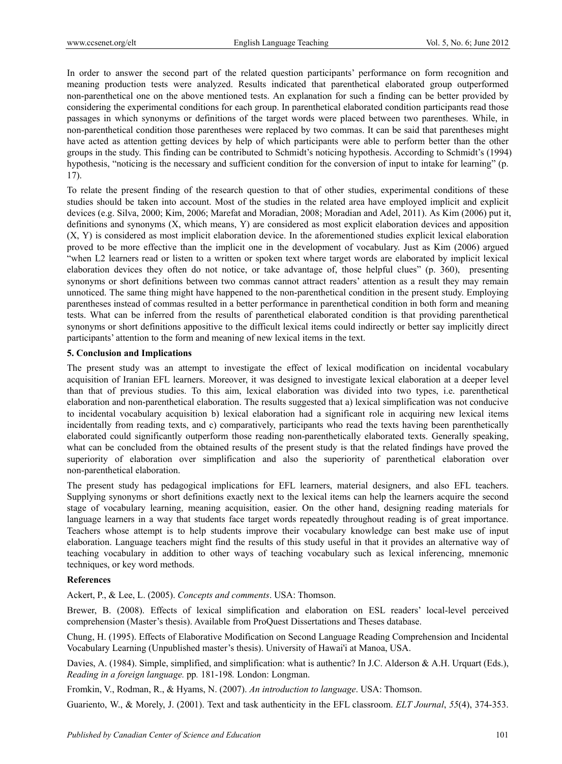In order to answer the second part of the related question participants' performance on form recognition and meaning production tests were analyzed. Results indicated that parenthetical elaborated group outperformed non-parenthetical one on the above mentioned tests. An explanation for such a finding can be better provided by considering the experimental conditions for each group. In parenthetical elaborated condition participants read those passages in which synonyms or definitions of the target words were placed between two parentheses. While, in non-parenthetical condition those parentheses were replaced by two commas. It can be said that parentheses might have acted as attention getting devices by help of which participants were able to perform better than the other groups in the study. This finding can be contributed to Schmidt's noticing hypothesis. According to Schmidt's (1994) hypothesis, "noticing is the necessary and sufficient condition for the conversion of input to intake for learning" (p. 17).

To relate the present finding of the research question to that of other studies, experimental conditions of these studies should be taken into account. Most of the studies in the related area have employed implicit and explicit devices (e.g. Silva, 2000; Kim, 2006; Marefat and Moradian, 2008; Moradian and Adel, 2011). As Kim (2006) put it, definitions and synonyms (X, which means, Y) are considered as most explicit elaboration devices and apposition (X, Y) is considered as most implicit elaboration device. In the aforementioned studies explicit lexical elaboration proved to be more effective than the implicit one in the development of vocabulary. Just as Kim (2006) argued "when L2 learners read or listen to a written or spoken text where target words are elaborated by implicit lexical elaboration devices they often do not notice, or take advantage of, those helpful clues" (p. 360), presenting synonyms or short definitions between two commas cannot attract readers' attention as a result they may remain unnoticed. The same thing might have happened to the non-parenthetical condition in the present study. Employing parentheses instead of commas resulted in a better performance in parenthetical condition in both form and meaning tests. What can be inferred from the results of parenthetical elaborated condition is that providing parenthetical synonyms or short definitions appositive to the difficult lexical items could indirectly or better say implicitly direct participants' attention to the form and meaning of new lexical items in the text.

## 5. Conclusion and Implications

The present study was an attempt to investigate the effect of lexical modification on incidental vocabulary acquisition of Iranian EFL learners. Moreover, it was designed to investigate lexical elaboration at a deeper level than that of previous studies. To this aim, lexical elaboration was divided into two types, i.e. parenthetical elaboration and non-parenthetical elaboration. The results suggested that a) lexical simplification was not conducive to incidental vocabulary acquisition b) lexical elaboration had a significant role in acquiring new lexical items incidentally from reading texts, and c) comparatively, participants who read the texts having been parenthetically elaborated could significantly outperform those reading non-parenthetically elaborated texts. Generally speaking, what can be concluded from the obtained results of the present study is that the related findings have proved the superiority of elaboration over simplification and also the superiority of parenthetical elaboration over non-parenthetical elaboration.

The present study has pedagogical implications for EFL learners, material designers, and also EFL teachers. Supplying synonyms or short definitions exactly next to the lexical items can help the learners acquire the second stage of vocabulary learning, meaning acquisition, easier. On the other hand, designing reading materials for language learners in a way that students face target words repeatedly throughout reading is of great importance. Teachers whose attempt is to help students improve their vocabulary knowledge can best make use of input elaboration. Language teachers might find the results of this study useful in that it provides an alternative way of teaching vocabulary in addition to other ways of teaching vocabulary such as lexical inferencing, mnemonic techniques, or key word methods.

## References

Ackert, P., & Lee, L. (2005). *Concepts and comments*. USA: Thomson.

Brewer, B. (2008). Effects of lexical simplification and elaboration on ESL readers' local-level perceived comprehension (Master's thesis). Available from ProQuest Dissertations and Theses database.

Chung, H. (1995). Effects of Elaborative Modification on Second Language Reading Comprehension and Incidental Vocabulary Learning (Unpublished master's thesis). University of Hawai'i at Manoa, USA.

Davies, A. (1984). Simple, simplified, and simplification: what is authentic? In J.C. Alderson & A.H. Urquart (Eds.), *Reading in a foreign language.* pp*.* 181-198*.* London: Longman.

Fromkin, V., Rodman, R., & Hyams, N. (2007). *An introduction to language*. USA: Thomson.

Guariento, W., & Morely, J. (2001). Text and task authenticity in the EFL classroom. *ELT Journal*, *55*(4), 374-353.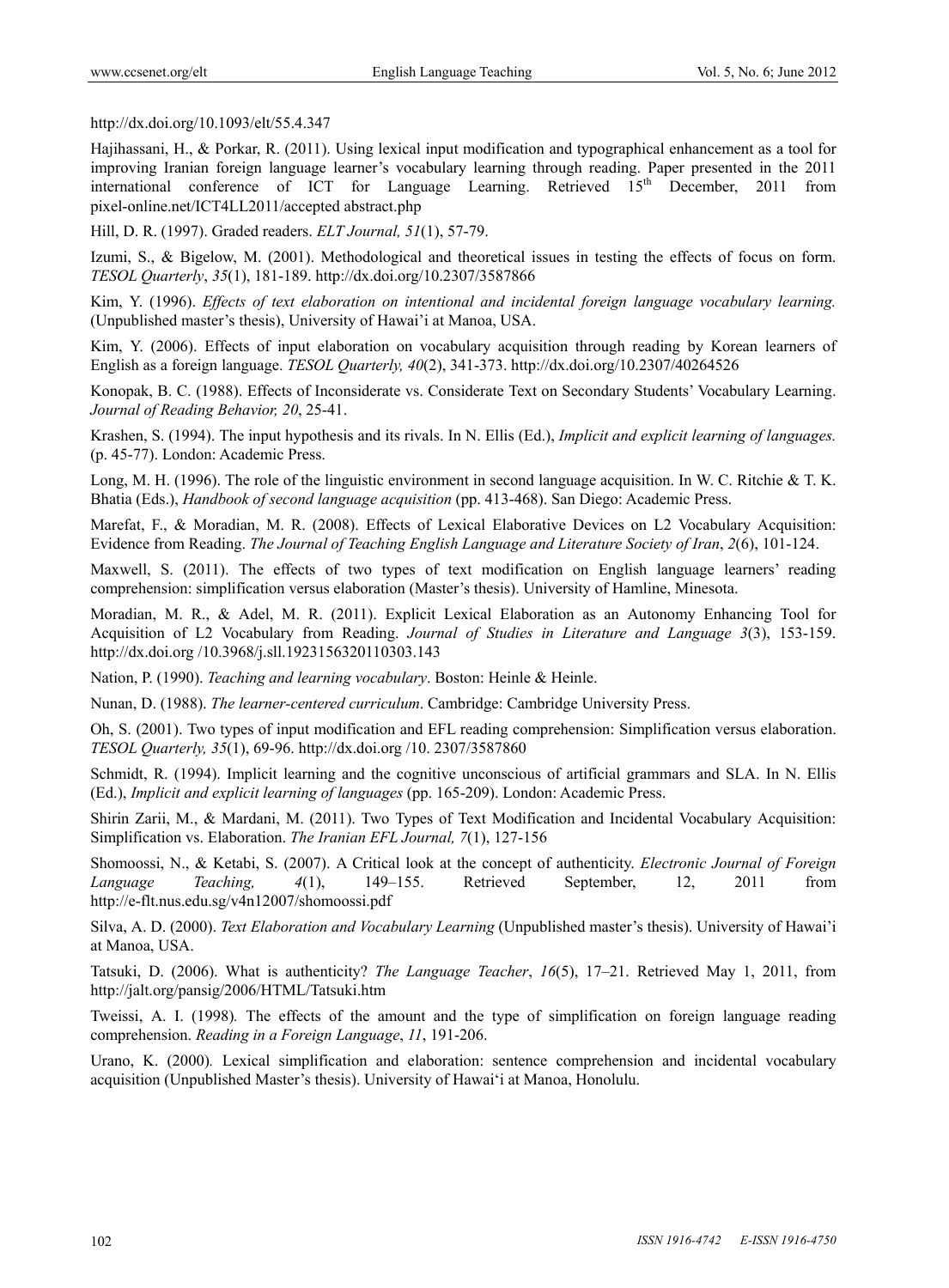http://dx.doi.org/10.1093/elt/55.4.347

Hajihassani, H., & Porkar, R. (2011). Using lexical input modification and typographical enhancement as a tool for improving Iranian foreign language learner's vocabulary learning through reading. Paper presented in the 2011 international conference of ICT for Language Learning. Retrieved 15th December, 2011 from pixel-online.net/ICT4LL2011/accepted abstract.php

Hill, D. R. (1997). Graded readers. *ELT Journal, 51*(1), 57-79.

Izumi, S., & Bigelow, M. (2001). Methodological and theoretical issues in testing the effects of focus on form. *TESOL Quarterly*, *35*(1), 181-189. http://dx.doi.org/10.2307/3587866

Kim, Y. (1996). *Effects of text elaboration on intentional and incidental foreign language vocabulary learning.* (Unpublished master's thesis), University of Hawai'i at Manoa, USA.

Kim, Y. (2006). Effects of input elaboration on vocabulary acquisition through reading by Korean learners of English as a foreign language. *TESOL Quarterly, 40*(2), 341-373. http://dx.doi.org/10.2307/40264526

Konopak, B. C. (1988). Effects of Inconsiderate vs. Considerate Text on Secondary Students' Vocabulary Learning. *Journal of Reading Behavior, 20*, 25-41.

Krashen, S. (1994). The input hypothesis and its rivals. In N. Ellis (Ed.), *Implicit and explicit learning of languages.* (p. 45-77). London: Academic Press.

Long, M. H. (1996). The role of the linguistic environment in second language acquisition. In W. C. Ritchie & T. K. Bhatia (Eds.), *Handbook of second language acquisition* (pp. 413-468). San Diego: Academic Press.

Marefat, F., & Moradian, M. R. (2008). Effects of Lexical Elaborative Devices on L2 Vocabulary Acquisition: Evidence from Reading. *The Journal of Teaching English Language and Literature Society of Iran*, *2*(6), 101-124.

Maxwell, S. (2011). The effects of two types of text modification on English language learners' reading comprehension: simplification versus elaboration (Master's thesis). University of Hamline, Minesota.

Moradian, M. R., & Adel, M. R. (2011). Explicit Lexical Elaboration as an Autonomy Enhancing Tool for Acquisition of L2 Vocabulary from Reading. *Journal of Studies in Literature and Language 3*(3), 153-159. http://dx.doi.org /10.3968/j.sll.1923156320110303.143

Nation, P. (1990). *Teaching and learning vocabulary*. Boston: Heinle & Heinle.

Nunan, D. (1988). *The learner-centered curriculum*. Cambridge: Cambridge University Press.

Oh, S. (2001). Two types of input modification and EFL reading comprehension: Simplification versus elaboration. *TESOL Quarterly, 35*(1), 69-96. http://dx.doi.org /10. 2307/3587860

Schmidt, R. (1994). Implicit learning and the cognitive unconscious of artificial grammars and SLA. In N. Ellis (Ed.), *Implicit and explicit learning of languages* (pp. 165-209). London: Academic Press.

Shirin Zarii, M., & Mardani, M. (2011). Two Types of Text Modification and Incidental Vocabulary Acquisition: Simplification vs. Elaboration. *The Iranian EFL Journal, 7*(1), 127-156

Shomoossi, N., & Ketabi, S. (2007). A Critical look at the concept of authenticity. *Electronic Journal of Foreign Language Teaching, 4*(1), 149–155. Retrieved September, 12, 2011 from http://e-flt.nus.edu.sg/v4n12007/shomoossi.pdf

Silva, A. D. (2000). *Text Elaboration and Vocabulary Learning* (Unpublished master's thesis). University of Hawai'i at Manoa, USA.

Tatsuki, D. (2006). What is authenticity? *The Language Teacher*, *16*(5), 17–21. Retrieved May 1, 2011, from http://jalt.org/pansig/2006/HTML/Tatsuki.htm

Tweissi, A. I. (1998). The effects of the amount and the type of simplification on foreign language reading comprehension. *Reading in a Foreign Language*, *11*, 191-206.

Urano, K. (2000). Lexical simplification and elaboration: sentence comprehension and incidental vocabulary acquisition (Unpublished Master's thesis). University of Hawai'i at Manoa, Honolulu.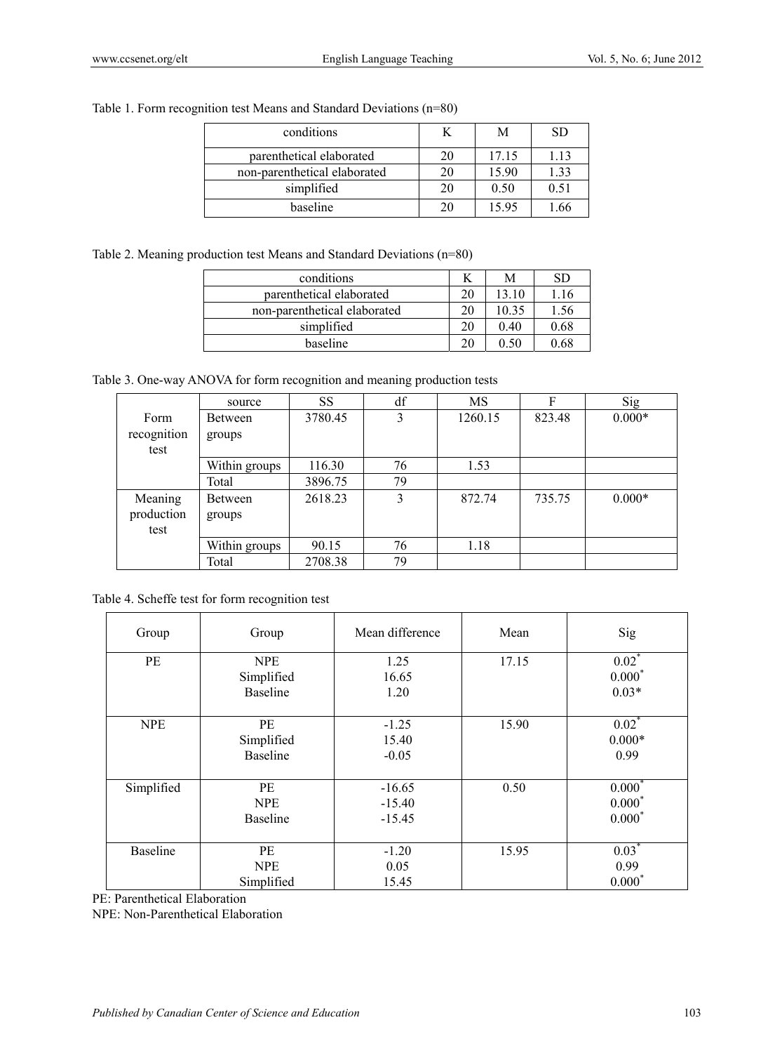Table 1. Form recognition test Means and Standard Deviations (n=80)

| conditions | K | M | SD |
|---|---|---|---|
| parenthetical elaborated | 20 | 17.15 | 1.13 |
| non-parenthetical elaborated | 20 | 15.90 | 1.33 |
| simplified | 20 | 0.50 | 0.51 |
| baseline | 20 | 15.95 | 1.66 |

Table 2. Meaning production test Means and Standard Deviations (n=80)

| conditions | K | M | SD |
|---|---|---|---|
| parenthetical elaborated | 20 | 13.10 | 1.16 |
| non-parenthetical elaborated | 20 | 10.35 | 1.56 |
| simplified | 20 | 0.40 | 0.68 |
| baseline | 20 | 0.50 | 0.68 |

Table 3. One-way ANOVA for form recognition and meaning production tests

| | source | SS | df | MS | F | Sig |
|---|---|---|---|---|---|---|
| Form recognition test | Between groups | 3780.45 | 3 | 1260.15 | 823.48 | 0.000* |
| | Within groups | 116.30 | 76 | 1.53 | | |
| | Total | 3896.75 | 79 | | | |
| Meaning production test | Between groups | 2618.23 | 3 | 872.74 | 735.75 | 0.000* |
| | Within groups | 90.15 | 76 | 1.18 | | |
| | Total | 2708.38 | 79 | | | |

Table 4. Scheffe test for form recognition test

| Group | Group | Mean difference | Mean | Sig |
|---|---|---|---|---|
| PE | NPE | 1.25 | 17.15 | 0.02* |
| | Simplified | 16.65 | | 0.000* |
| | Baseline | 1.20 | | 0.03* |
| NPE | PE | -1.25 | 15.90 | 0.02* |
| | Simplified | 15.40 | | 0.000* |
| | Baseline | -0.05 | | 0.99 |
| Simplified | PE | -16.65 | 0.50 | 0.000* |
| | NPE | -15.40 | | 0.000* |
| | Baseline | -15.45 | | 0.000* |
| Baseline | PE | -1.20 | 15.95 | 0.03* |
| | NPE | 0.05 | | 0.99 |
| | Simplified | 15.45 | | 0.000* |

PE: Parenthetical Elaboration

NPE: Non-Parenthetical Elaboration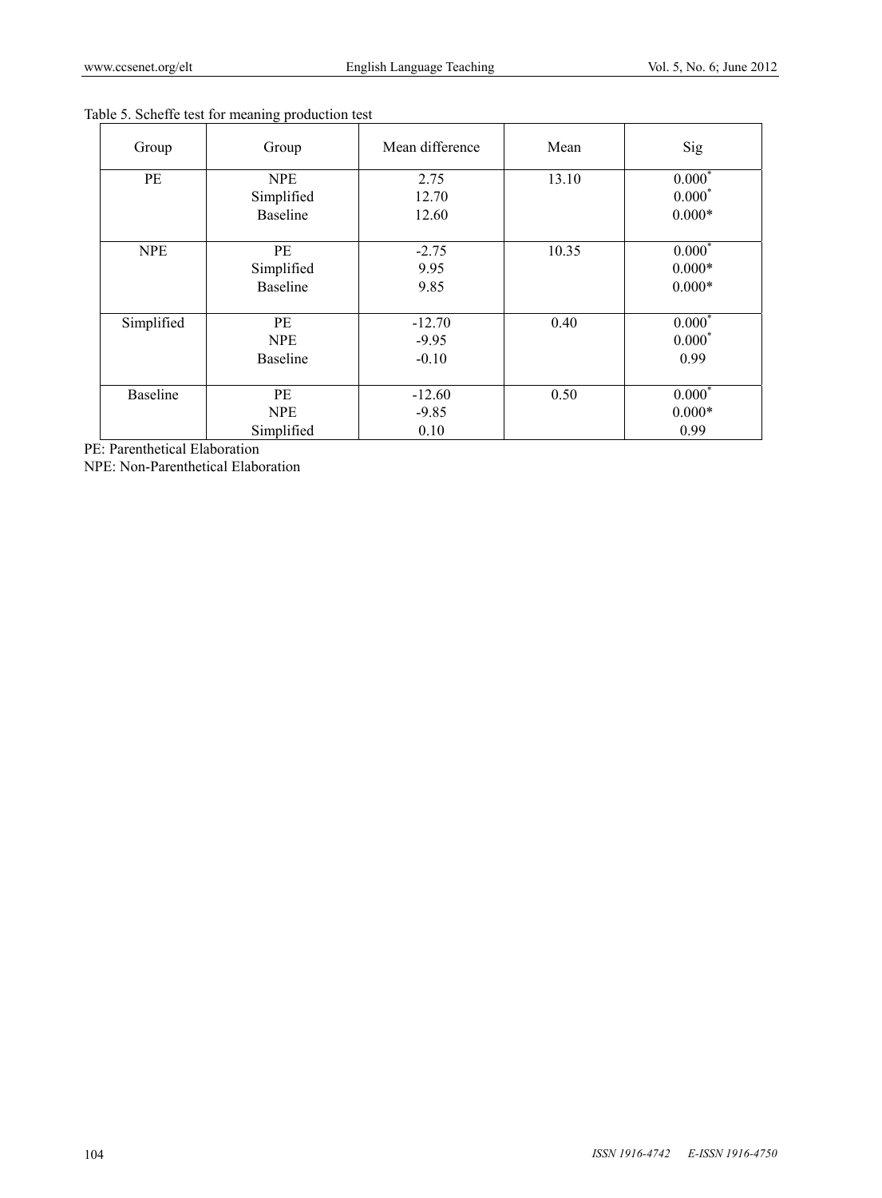Table 5. Scheffe test for meaning production test

| Group | Group | Mean difference | Mean | Sig |
|---|---|---|---|---|
| PE | NPE | 2.75 | 13.10 | 0.000* |
| | Simplified | 12.70 | | 0.000* |
| | Baseline | 12.60 | | 0.000* |
| NPE | PE | -2.75 | 10.35 | 0.000* |
| | Simplified | 9.95 | | 0.000* |
| | Baseline | 9.85 | | 0.000* |
| Simplified | PE | -12.70 | 0.40 | 0.000* |
| | NPE | -9.95 | | 0.000* |
| | Baseline | -0.10 | | 0.99 |
| Baseline | PE | -12.60 | 0.50 | 0.000* |
| | NPE | -9.85 | | 0.000* |
| | Simplified | 0.10 | | 0.99 |

PE: Parenthetical Elaboration

NPE: Non-Parenthetical Elaboration